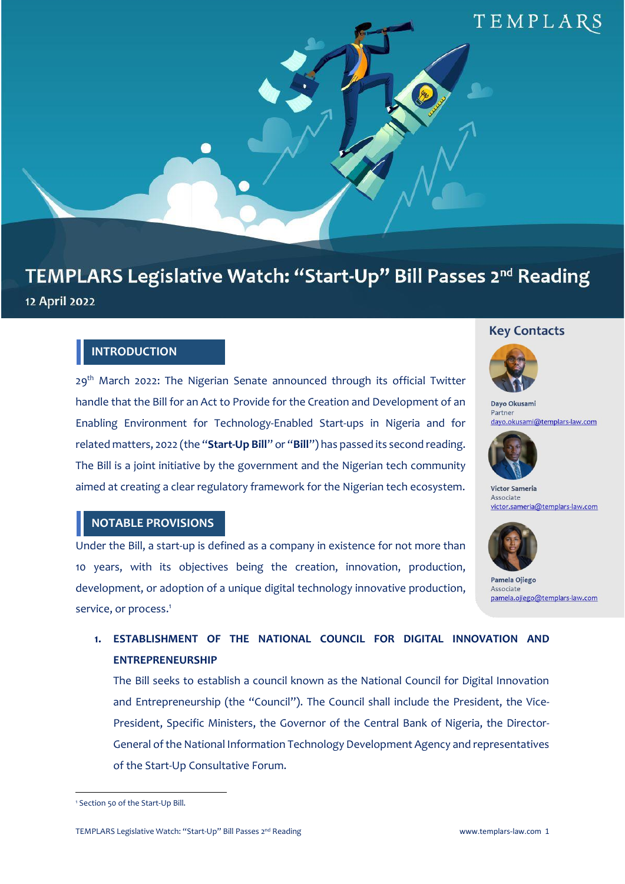# TEMPLARS Legislative Watch: "Start-Up" Bill Passes 2nd Reading

12 April 2022

## Key Contacts

Dayo Okusami
Partner
dayo.okusami@templars-law.com

Victor Sameria
Associate
victor.sameria@templars-law.com

Pamela Ojiego
Associate
pamela.ojiego@templars-law.com

## INTRODUCTION

29th March 2022: The Nigerian Senate announced through its official Twitter handle that the Bill for an Act to Provide for the Creation and Development of an Enabling Environment for Technology-Enabled Start-ups in Nigeria and for related matters, 2022 (the "**Start-Up Bill**" or "**Bill**") has passed its second reading. The Bill is a joint initiative by the government and the Nigerian tech community aimed at creating a clear regulatory framework for the Nigerian tech ecosystem.

## NOTABLE PROVISIONS

Under the Bill, a start-up is defined as a company in existence for not more than 10 years, with its objectives being the creation, innovation, production, development, or adoption of a unique digital technology innovative production, service, or process.[1]

1. **ESTABLISHMENT OF THE NATIONAL COUNCIL FOR DIGITAL INNOVATION AND ENTREPRENEURSHIP**

   The Bill seeks to establish a council known as the National Council for Digital Innovation and Entrepreneurship (the "Council"). The Council shall include the President, the Vice-President, Specific Ministers, the Governor of the Central Bank of Nigeria, the Director-General of the National Information Technology Development Agency and representatives of the Start-Up Consultative Forum.

[1] Section 50 of the Start-Up Bill.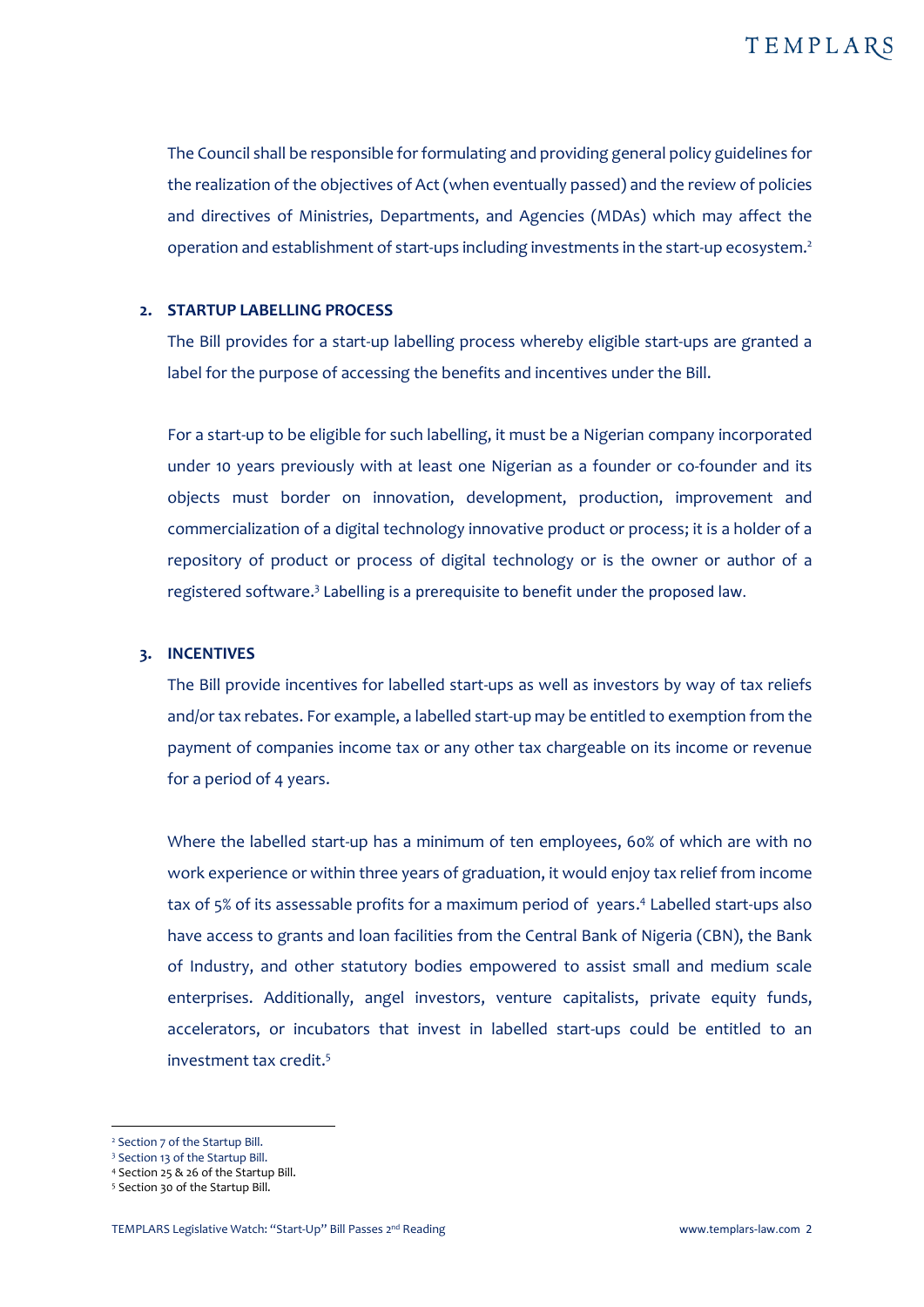The Council shall be responsible for formulating and providing general policy guidelines for the realization of the objectives of Act (when eventually passed) and the review of policies and directives of Ministries, Departments, and Agencies (MDAs) which may affect the operation and establishment of start-ups including investments in the start-up ecosystem.[2]

## 2. STARTUP LABELLING PROCESS

The Bill provides for a start-up labelling process whereby eligible start-ups are granted a label for the purpose of accessing the benefits and incentives under the Bill.

For a start-up to be eligible for such labelling, it must be a Nigerian company incorporated under 10 years previously with at least one Nigerian as a founder or co-founder and its objects must border on innovation, development, production, improvement and commercialization of a digital technology innovative product or process; it is a holder of a repository of product or process of digital technology or is the owner or author of a registered software.[3] Labelling is a prerequisite to benefit under the proposed law.

## 3. INCENTIVES

The Bill provide incentives for labelled start-ups as well as investors by way of tax reliefs and/or tax rebates. For example, a labelled start-up may be entitled to exemption from the payment of companies income tax or any other tax chargeable on its income or revenue for a period of 4 years.

Where the labelled start-up has a minimum of ten employees, 60% of which are with no work experience or within three years of graduation, it would enjoy tax relief from income tax of 5% of its assessable profits for a maximum period of  years.[4] Labelled start-ups also have access to grants and loan facilities from the Central Bank of Nigeria (CBN), the Bank of Industry, and other statutory bodies empowered to assist small and medium scale enterprises. Additionally, angel investors, venture capitalists, private equity funds, accelerators, or incubators that invest in labelled start-ups could be entitled to an investment tax credit.[5]

---

[2] Section 7 of the Startup Bill.
[3] Section 13 of the Startup Bill.
[4] Section 25 & 26 of the Startup Bill.
[5] Section 30 of the Startup Bill.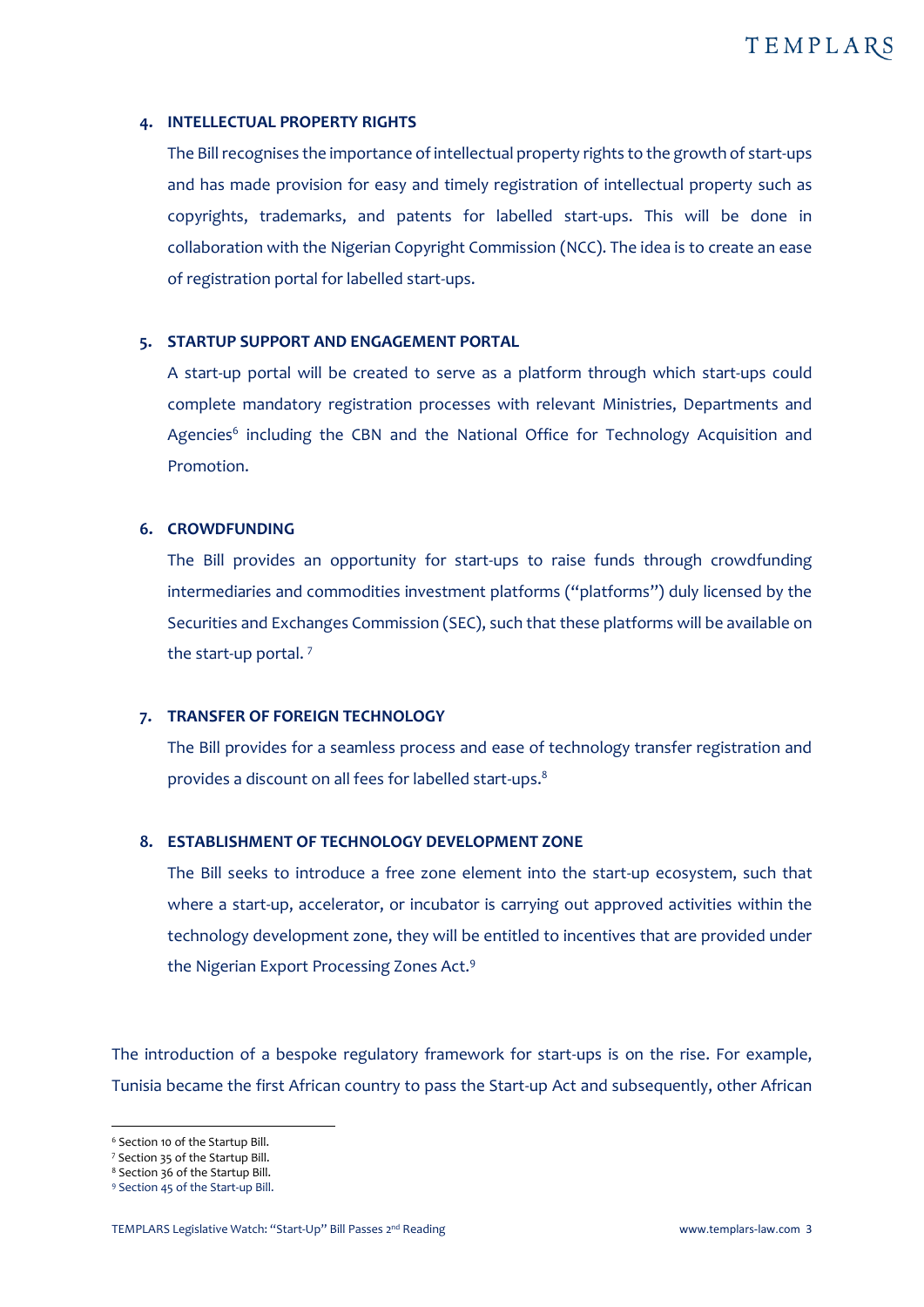4. **INTELLECTUAL PROPERTY RIGHTS**

   The Bill recognises the importance of intellectual property rights to the growth of start-ups and has made provision for easy and timely registration of intellectual property such as copyrights, trademarks, and patents for labelled start-ups. This will be done in collaboration with the Nigerian Copyright Commission (NCC). The idea is to create an ease of registration portal for labelled start-ups.

5. **STARTUP SUPPORT AND ENGAGEMENT PORTAL**

   A start-up portal will be created to serve as a platform through which start-ups could complete mandatory registration processes with relevant Ministries, Departments and Agencies[6] including the CBN and the National Office for Technology Acquisition and Promotion.

6. **CROWDFUNDING**

   The Bill provides an opportunity for start-ups to raise funds through crowdfunding intermediaries and commodities investment platforms ("platforms") duly licensed by the Securities and Exchanges Commission (SEC), such that these platforms will be available on the start-up portal. [7]

7. **TRANSFER OF FOREIGN TECHNOLOGY**

   The Bill provides for a seamless process and ease of technology transfer registration and provides a discount on all fees for labelled start-ups.[8]

8. **ESTABLISHMENT OF TECHNOLOGY DEVELOPMENT ZONE**

   The Bill seeks to introduce a free zone element into the start-up ecosystem, such that where a start-up, accelerator, or incubator is carrying out approved activities within the technology development zone, they will be entitled to incentives that are provided under the Nigerian Export Processing Zones Act.[9]

The introduction of a bespoke regulatory framework for start-ups is on the rise. For example, Tunisia became the first African country to pass the Start-up Act and subsequently, other African

---

[6] Section 10 of the Startup Bill.
[7] Section 35 of the Startup Bill.
[8] Section 36 of the Startup Bill.
[9] Section 45 of the Start-up Bill.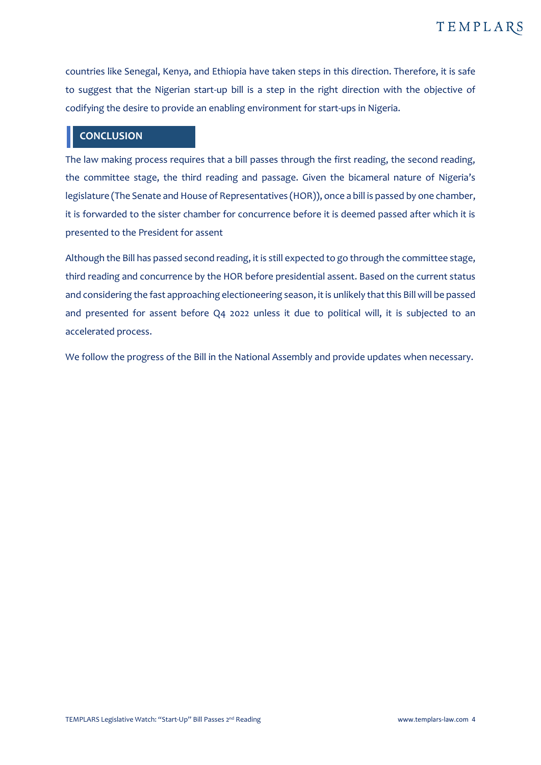countries like Senegal, Kenya, and Ethiopia have taken steps in this direction. Therefore, it is safe to suggest that the Nigerian start-up bill is a step in the right direction with the objective of codifying the desire to provide an enabling environment for start-ups in Nigeria.

## CONCLUSION

The law making process requires that a bill passes through the first reading, the second reading, the committee stage, the third reading and passage. Given the bicameral nature of Nigeria's legislature (The Senate and House of Representatives (HOR)), once a bill is passed by one chamber, it is forwarded to the sister chamber for concurrence before it is deemed passed after which it is presented to the President for assent

Although the Bill has passed second reading, it is still expected to go through the committee stage, third reading and concurrence by the HOR before presidential assent. Based on the current status and considering the fast approaching electioneering season, it is unlikely that this Bill will be passed and presented for assent before Q4 2022 unless it due to political will, it is subjected to an accelerated process.

We follow the progress of the Bill in the National Assembly and provide updates when necessary.